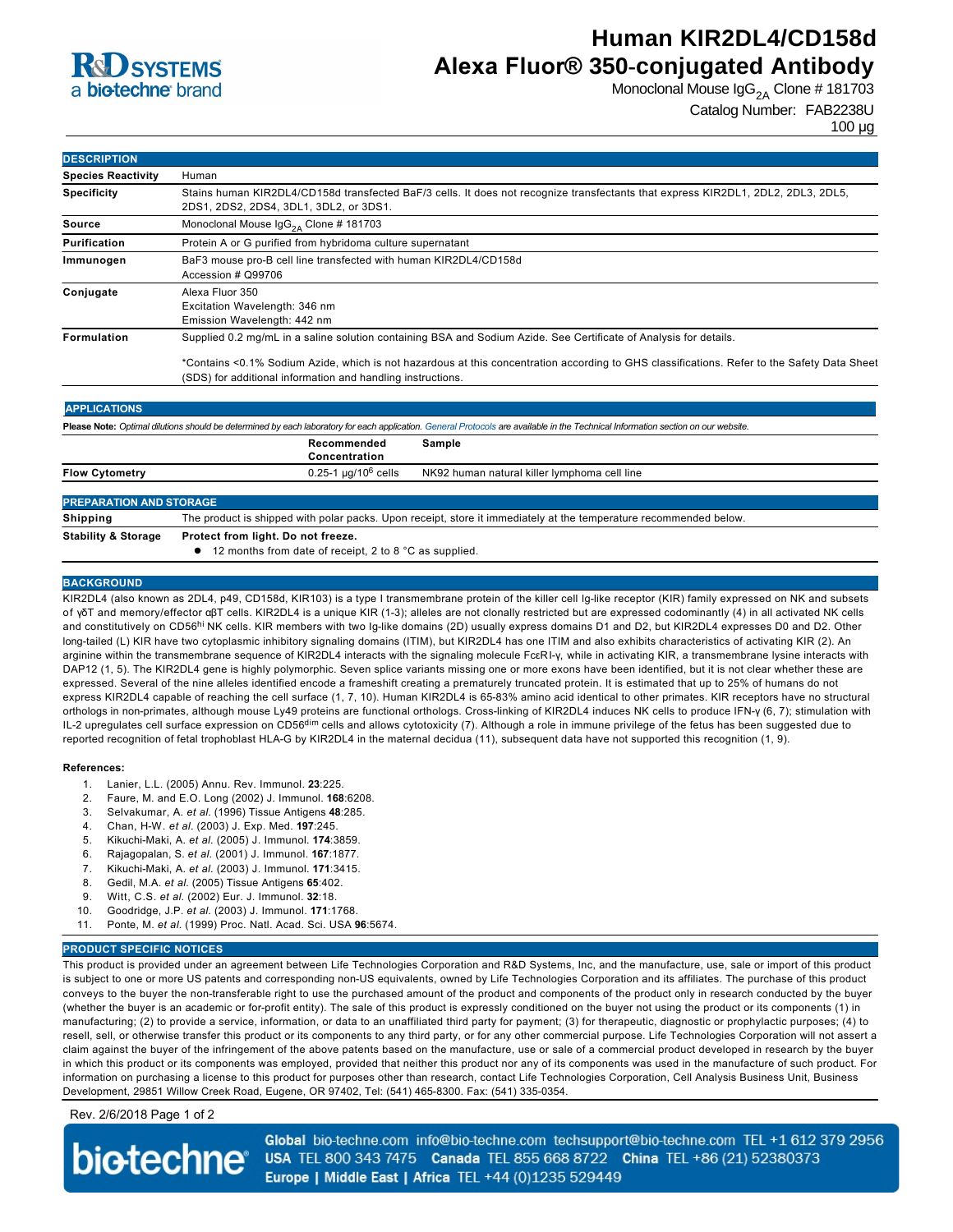R&D SYSTEMS
a bio-techne brand

# Human KIR2DL4/CD158d Alexa Fluor® 350-conjugated Antibody

Monoclonal Mouse $IgG_{2A}$ Clone # 181703

Catalog Number: FAB2238U

100 µg

## DESCRIPTION

| | |
|---|---|
| **Species Reactivity** | Human |
| **Specificity** | Stains human KIR2DL4/CD158d transfected BaF/3 cells. It does not recognize transfectants that express KIR2DL1, 2DL2, 2DL3, 2DL5, 2DS1, 2DS2, 2DS4, 3DL1, 3DL2, or 3DS1. |
| **Source** | Monoclonal Mouse $IgG_{2A}$ Clone # 181703 |
| **Purification** | Protein A or G purified from hybridoma culture supernatant |
| **Immunogen** | BaF3 mouse pro-B cell line transfected with human KIR2DL4/CD158d<br>Accession # Q99706 |
| **Conjugate** | Alexa Fluor 350<br>Excitation Wavelength: 346 nm<br>Emission Wavelength: 442 nm |
| **Formulation** | Supplied 0.2 mg/mL in a saline solution containing BSA and Sodium Azide. See Certificate of Analysis for details.<br><br>*Contains <0.1% Sodium Azide, which is not hazardous at this concentration according to GHS classifications. Refer to the Safety Data Sheet (SDS) for additional information and handling instructions. |

## APPLICATIONS

**Please Note:** *Optimal dilutions should be determined by each laboratory for each application. General Protocols are available in the Technical Information section on our website.*

| | Recommended Concentration | Sample |
|---|---|---|
| **Flow Cytometry** | 0.25-1 µg/$10^6$ cells | NK92 human natural killer lymphoma cell line |

## PREPARATION AND STORAGE

| | |
|---|---|
| **Shipping** | The product is shipped with polar packs. Upon receipt, store it immediately at the temperature recommended below. |
| **Stability & Storage** | **Protect from light. Do not freeze.**<br>● 12 months from date of receipt, 2 to 8 °C as supplied. |

## BACKGROUND

KIR2DL4 (also known as 2DL4, p49, CD158d, KIR103) is a type I transmembrane protein of the killer cell Ig-like receptor (KIR) family expressed on NK and subsets of γδT and memory/effector αβT cells. KIR2DL4 is a unique KIR (1-3); alleles are not clonally restricted but are expressed codominantly (4) in all activated NK cells and constitutively on CD56$^{hi}$ NK cells. KIR members with two Ig-like domains (2D) usually express domains D1 and D2, but KIR2DL4 expresses D0 and D2. Other long-tailed (L) KIR have two cytoplasmic inhibitory signaling domains (ITIM), but KIR2DL4 has one ITIM and also exhibits characteristics of activating KIR (2). An arginine within the transmembrane sequence of KIR2DL4 interacts with the signaling molecule FcεRI-γ, while in activating KIR, a transmembrane lysine interacts with DAP12 (1, 5). The KIR2DL4 gene is highly polymorphic. Seven splice variants missing one or more exons have been identified, but it is not clear whether these are expressed. Several of the nine alleles identified encode a frameshift creating a prematurely truncated protein. It is estimated that up to 25% of humans do not express KIR2DL4 capable of reaching the cell surface (1, 7, 10). Human KIR2DL4 is 65-83% amino acid identical to other primates. KIR receptors have no structural orthologs in non-primates, although mouse Ly49 proteins are functional orthologs. Cross-linking of KIR2DL4 induces NK cells to produce IFN-γ (6, 7); stimulation with IL-2 upregulates cell surface expression on CD56$^{dim}$ cells and allows cytotoxicity (7). Although a role in immune privilege of the fetus has been suggested due to reported recognition of fetal trophoblast HLA-G by KIR2DL4 in the maternal decidua (11), subsequent data have not supported this recognition (1, 9).

**References:**

1. Lanier, L.L. (2005) Annu. Rev. Immunol. **23**:225.
2. Faure, M. and E.O. Long (2002) J. Immunol. **168**:6208.
3. Selvakumar, A. *et al.* (1996) Tissue Antigens **48**:285.
4. Chan, H-W. *et al.* (2003) J. Exp. Med. **197**:245.
5. Kikuchi-Maki, A. *et al.* (2005) J. Immunol. **174**:3859.
6. Rajagopalan, S. *et al.* (2001) J. Immunol. **167**:1877.
7. Kikuchi-Maki, A. *et al.* (2003) J. Immunol. **171**:3415.
8. Gedil, M.A. *et al.* (2005) Tissue Antigens **65**:402.
9. Witt, C.S. *et al.* (2002) Eur. J. Immunol. **32**:18.
10. Goodridge, J.P. *et al.* (2003) J. Immunol. **171**:1768.
11. Ponte, M. *et al.* (1999) Proc. Natl. Acad. Sci. USA **96**:5674.

## PRODUCT SPECIFIC NOTICES

This product is provided under an agreement between Life Technologies Corporation and R&D Systems, Inc, and the manufacture, use, sale or import of this product is subject to one or more US patents and corresponding non-US equivalents, owned by Life Technologies Corporation and its affiliates. The purchase of this product conveys to the buyer the non-transferable right to use the purchased amount of the product and components of the product only in research conducted by the buyer (whether the buyer is an academic or for-profit entity). The sale of this product is expressly conditioned on the buyer not using the product or its components (1) in manufacturing; (2) to provide a service, information, or data to an unaffiliated third party for payment; (3) for therapeutic, diagnostic or prophylactic purposes; (4) to resell, sell, or otherwise transfer this product or its components to any third party, or for any other commercial purpose. Life Technologies Corporation will not assert a claim against the buyer of the infringement of the above patents based on the manufacture, use or sale of a commercial product developed in research by the buyer in which this product or its components was employed, provided that neither this product nor any of its components was used in the manufacture of such product. For information on purchasing a license to this product for purposes other than research, contact Life Technologies Corporation, Cell Analysis Business Unit, Business Development, 29851 Willow Creek Road, Eugene, OR 97402, Tel: (541) 465-8300. Fax: (541) 335-0354.

Rev. 2/6/2018

bio-techne

**Global** bio-techne.com info@bio-techne.com techsupport@bio-techne.com TEL +1 612 379 2956
**USA** TEL 800 343 7475 **Canada** TEL 855 668 8722 **China** TEL +86 (21) 52380373
**Europe | Middle East | Africa** TEL +44 (0)1235 529449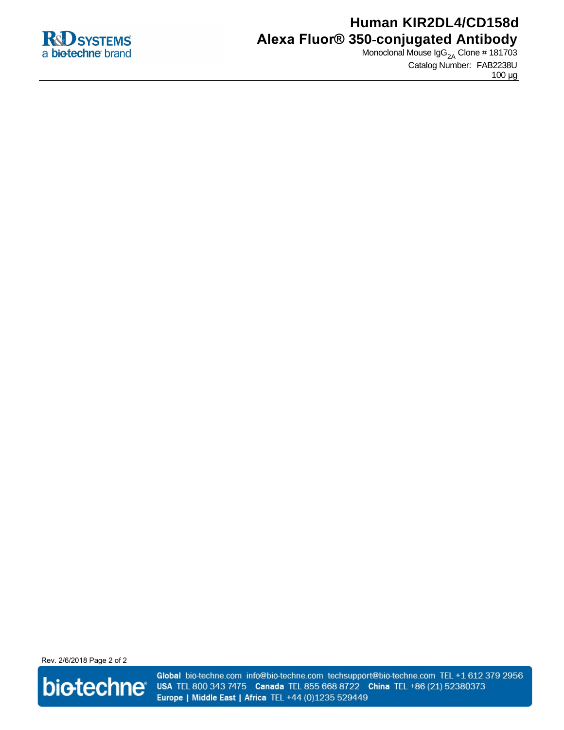# Human KIR2DL4/CD158d Alexa Fluor® 350-conjugated Antibody

Monoclonal Mouse $IgG_{2A}$ Clone # 181703

Catalog Number: FAB2238U

100 µg

Rev. 2/6/2018

**Global** bio-techne.com info@bio-techne.com techsupport@bio-techne.com TEL +1 612 379 2956
**USA** TEL 800 343 7475 **Canada** TEL 855 668 8722 **China** TEL +86 (21) 52380373
**Europe | Middle East | Africa** TEL +44 (0)1235 529449